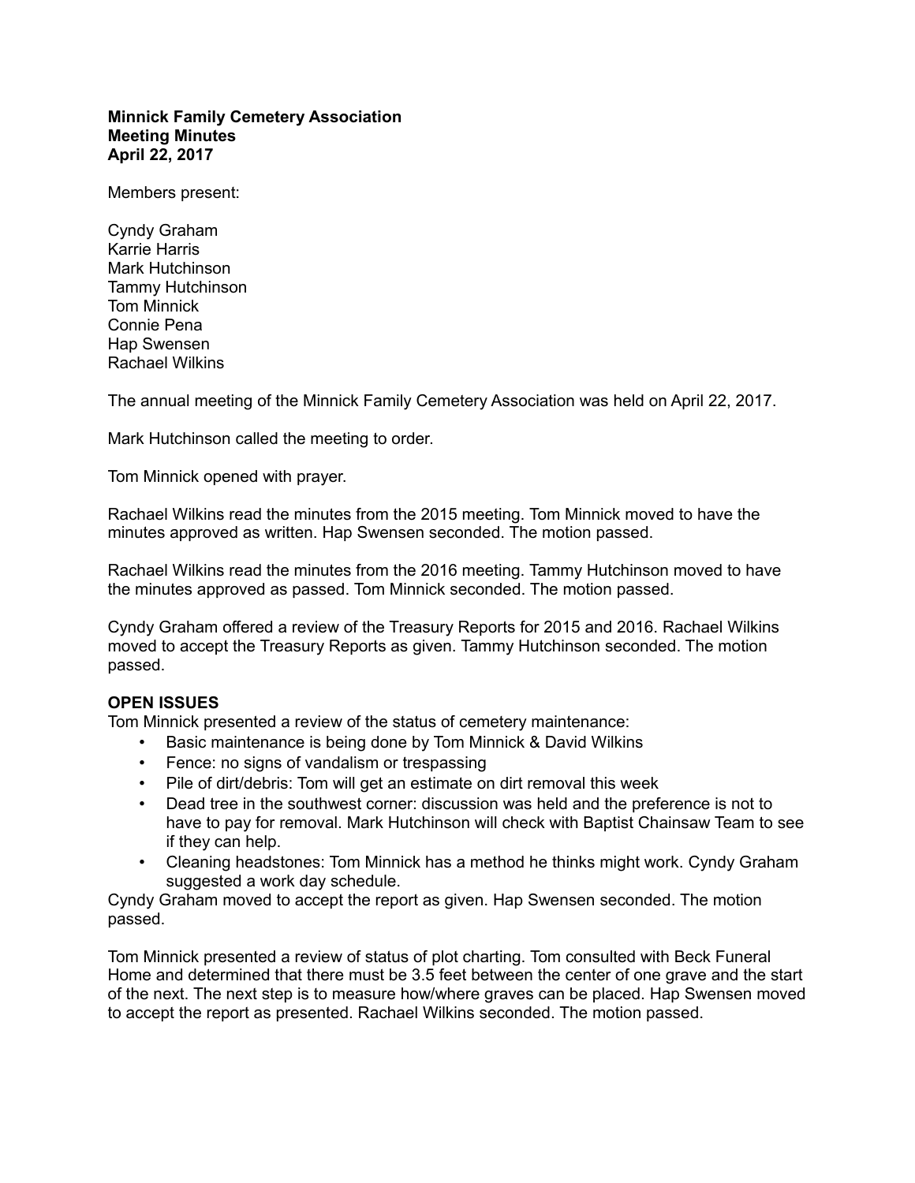**Minnick Family Cemetery Association**
**Meeting Minutes**
**April 22, 2017**

Members present:

Cyndy Graham
Karrie Harris
Mark Hutchinson
Tammy Hutchinson
Tom Minnick
Connie Pena
Hap Swensen
Rachael Wilkins

The annual meeting of the Minnick Family Cemetery Association was held on April 22, 2017.

Mark Hutchinson called the meeting to order.

Tom Minnick opened with prayer.

Rachael Wilkins read the minutes from the 2015 meeting. Tom Minnick moved to have the minutes approved as written. Hap Swensen seconded. The motion passed.

Rachael Wilkins read the minutes from the 2016 meeting. Tammy Hutchinson moved to have the minutes approved as passed. Tom Minnick seconded. The motion passed.

Cyndy Graham offered a review of the Treasury Reports for 2015 and 2016. Rachael Wilkins moved to accept the Treasury Reports as given. Tammy Hutchinson seconded. The motion passed.

**OPEN ISSUES**

Tom Minnick presented a review of the status of cemetery maintenance:

- Basic maintenance is being done by Tom Minnick & David Wilkins
- Fence: no signs of vandalism or trespassing
- Pile of dirt/debris: Tom will get an estimate on dirt removal this week
- Dead tree in the southwest corner: discussion was held and the preference is not to have to pay for removal. Mark Hutchinson will check with Baptist Chainsaw Team to see if they can help.
- Cleaning headstones: Tom Minnick has a method he thinks might work. Cyndy Graham suggested a work day schedule.

Cyndy Graham moved to accept the report as given. Hap Swensen seconded. The motion passed.

Tom Minnick presented a review of status of plot charting. Tom consulted with Beck Funeral Home and determined that there must be 3.5 feet between the center of one grave and the start of the next. The next step is to measure how/where graves can be placed. Hap Swensen moved to accept the report as presented. Rachael Wilkins seconded. The motion passed.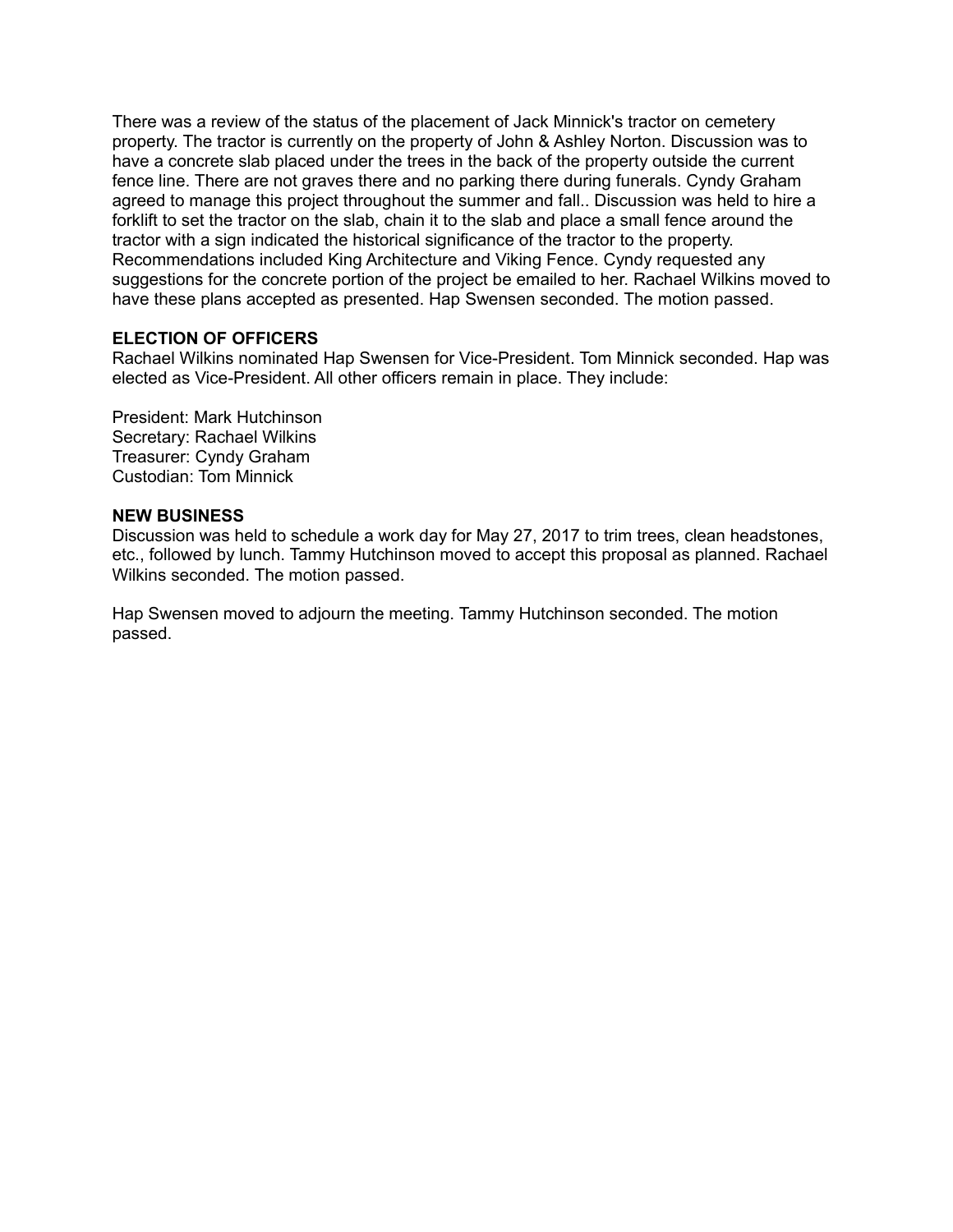There was a review of the status of the placement of Jack Minnick's tractor on cemetery property. The tractor is currently on the property of John & Ashley Norton. Discussion was to have a concrete slab placed under the trees in the back of the property outside the current fence line. There are not graves there and no parking there during funerals. Cyndy Graham agreed to manage this project throughout the summer and fall.. Discussion was held to hire a forklift to set the tractor on the slab, chain it to the slab and place a small fence around the tractor with a sign indicated the historical significance of the tractor to the property. Recommendations included King Architecture and Viking Fence. Cyndy requested any suggestions for the concrete portion of the project be emailed to her. Rachael Wilkins moved to have these plans accepted as presented. Hap Swensen seconded. The motion passed.

**ELECTION OF OFFICERS**

Rachael Wilkins nominated Hap Swensen for Vice-President. Tom Minnick seconded. Hap was elected as Vice-President. All other officers remain in place. They include:

President: Mark Hutchinson
Secretary: Rachael Wilkins
Treasurer: Cyndy Graham
Custodian: Tom Minnick

**NEW BUSINESS**

Discussion was held to schedule a work day for May 27, 2017 to trim trees, clean headstones, etc., followed by lunch. Tammy Hutchinson moved to accept this proposal as planned. Rachael Wilkins seconded. The motion passed.

Hap Swensen moved to adjourn the meeting. Tammy Hutchinson seconded. The motion passed.